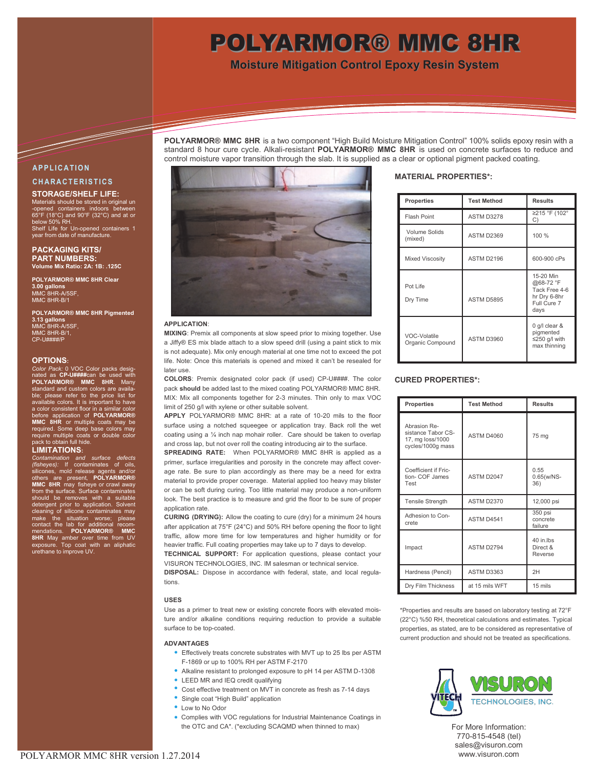# POLYARMOR® MMC 8HR

## Moisture Mitigation Control Epoxy Resin System

**POLYARMOR® MMC 8HR** is a two component "High Build Moisture Mitigation Control" 100% solids epoxy resin with a standard 8 hour cure cycle. Alkali-resistant **POLYARMOR® MMC 8HR** is used on concrete surfaces to reduce and control moisture vapor transition through the slab. It is supplied as a clear or optional pigment packed coating.

## APPLICATION CHARACTERISTICS

### STORAGE/SHELF LIFE:

Materials should be stored in original un-opened containers indoors between 65°F (18°C) and 90°F (32°C) and at or below 50% RH.
Shelf Life for Un-opened containers 1 year from date of manufacture.

### PACKAGING KITS/ PART NUMBERS:

**Volume Mix Ratio: 2A: 1B: .125C**

**POLYARMOR® MMC 8HR Clear 3.00 gallons**
MMC 8HR-A/5SF,
MMC 8HR-B/1

**POLYARMOR® MMC 8HR Pigmented 3.13 gallons**
MMC 8HR-A/5SF,
MMC 8HR-B/1,
CP-U####/P

### OPTIONS:

*Color Pack:* 0 VOC Color packs designated as **CP-U####**can be used with **POLYARMOR® MMC 8HR**. Many standard and custom colors are available; please refer to the price list for available colors. It is important to have a color consistent floor in a similar color before application of **POLYARMOR® MMC 8HR** or multiple coats may be required. Some deep base colors may require multiple coats or double color pack to obtain full hide.

### LIMITATIONS:

*Contamination and surface defects (fisheyes):* If contaminates of oils, silicones, mold release agents and/or others are present, **POLYARMOR® MMC 8HR** may fisheye or crawl away from the surface. Surface contaminates should be removes with a suitable detergent prior to application. Solvent cleaning of silicone contaminates may make the situation worse; please contact the lab for additional recommendations. **POLYARMOR® MMC 8HR** May amber over time from UV exposure. Top coat with an aliphatic urethane to improve UV.

**APPLICATION**:

**MIXING**: Premix all components at slow speed prior to mixing together. Use a Jiffy® ES mix blade attach to a slow speed drill (using a paint stick to mix is not adequate). Mix only enough material at one time not to exceed the pot life. Note: Once this materials is opened and mixed it can't be resealed for later use.

**COLORS**: Premix designated color pack (if used) CP-U####. The color pack **should** be added last to the mixed coating POLYARMOR® MMC 8HR.
MIX: Mix all components together for 2-3 minutes. Thin only to max VOC limit of 250 g/l with xylene or other suitable solvent.

**APPLY** POLYARMOR® MMC 8HR: at a rate of 10-20 mils to the floor surface using a notched squeegee or application tray. Back roll the wet coating using a ¼ inch nap mohair roller. Care should be taken to overlap and cross lap, but not over roll the coating introducing air to the surface.

**SPREADING RATE:** When POLYARMOR® MMC 8HR is applied as a primer, surface irregularities and porosity in the concrete may affect coverage rate. Be sure to plan accordingly as there may be a need for extra material to provide proper coverage. Material applied too heavy may blister or can be soft during curing. Too little material may produce a non-uniform look. The best practice is to measure and grid the floor to be sure of proper application rate.

**CURING (DRYING):** Allow the coating to cure (dry) for a minimum 24 hours after application at 75°F (24°C) and 50% RH before opening the floor to light traffic, allow more time for low temperatures and higher humidity or for heavier traffic. Full coating properties may take up to 7 days to develop.

**TECHNICAL SUPPORT:** For application questions, please contact your VISURON TECHNOLOGIES, INC. IM salesman or technical service.

**DISPOSAL:** Dispose in accordance with federal, state, and local regulations.

### USES

Use as a primer to treat new or existing concrete floors with elevated moisture and/or alkaline conditions requiring reduction to provide a suitable surface to be top-coated.

### ADVANTAGES

- Effectively treats concrete substrates with MVT up to 25 lbs per ASTM F-1869 or up to 100% RH per ASTM F-2170
- Alkaline resistant to prolonged exposure to pH 14 per ASTM D-1308
- LEED MR and IEQ credit qualifying
- Cost effective treatment on MVT in concrete as fresh as 7-14 days
- Single coat "High Build" application
- Low to No Odor
- Complies with VOC regulations for Industrial Maintenance Coatings in the OTC and CA*. (*excluding SCAQMD when thinned to max)

### MATERIAL PROPERTIES*:

| Properties | Test Method | Results |
|---|---|---|
| Flash Point | ASTM D3278 | ≥215 °F (102° C) |
| Volume Solids (mixed) | ASTM D2369 | 100 % |
| Mixed Viscosity | ASTM D2196 | 600-900 cPs |
| Pot Life<br>Dry Time | ASTM D5895 | 15-20 Min @68-72 °F Tack Free 4-6 hr Dry 6-8hr Full Cure 7 days |
| VOC-Volatile Organic Compound | ASTM D3960 | 0 g/l clear & pigmented ≤250 g/l with max thinning |

### CURED PROPERTIES*:

| Properties | Test Method | Results |
|---|---|---|
| Abrasion Resistance Tabor CS-17, mg loss/1000 cycles/1000g mass | ASTM D4060 | 75 mg |
| Coefficient if Friction- COF James Test | ASTM D2047 | 0.55 0.65(w/NS-36) |
| Tensile Strength | ASTM D2370 | 12,000 psi |
| Adhesion to Concrete | ASTM D4541 | 350 psi concrete failure |
| Impact | ASTM D2794 | 40 in.lbs Direct & Reverse |
| Hardness (Pencil) | ASTM D3363 | 2H |
| Dry Film Thickness | at 15 mils WFT | 15 mils |

*Properties and results are based on laboratory testing at 72°F (22°C) %50 RH, theoretical calculations and estimates. Typical properties, as stated, are to be considered as representative of current production and should not be treated as specifications.

VISURON TECHNOLOGIES, INC.

For More Information:
770-815-4548 (tel)
sales@visuron.com
www.visuron.com

POLYARMOR MMC 8HR version 1.27.2014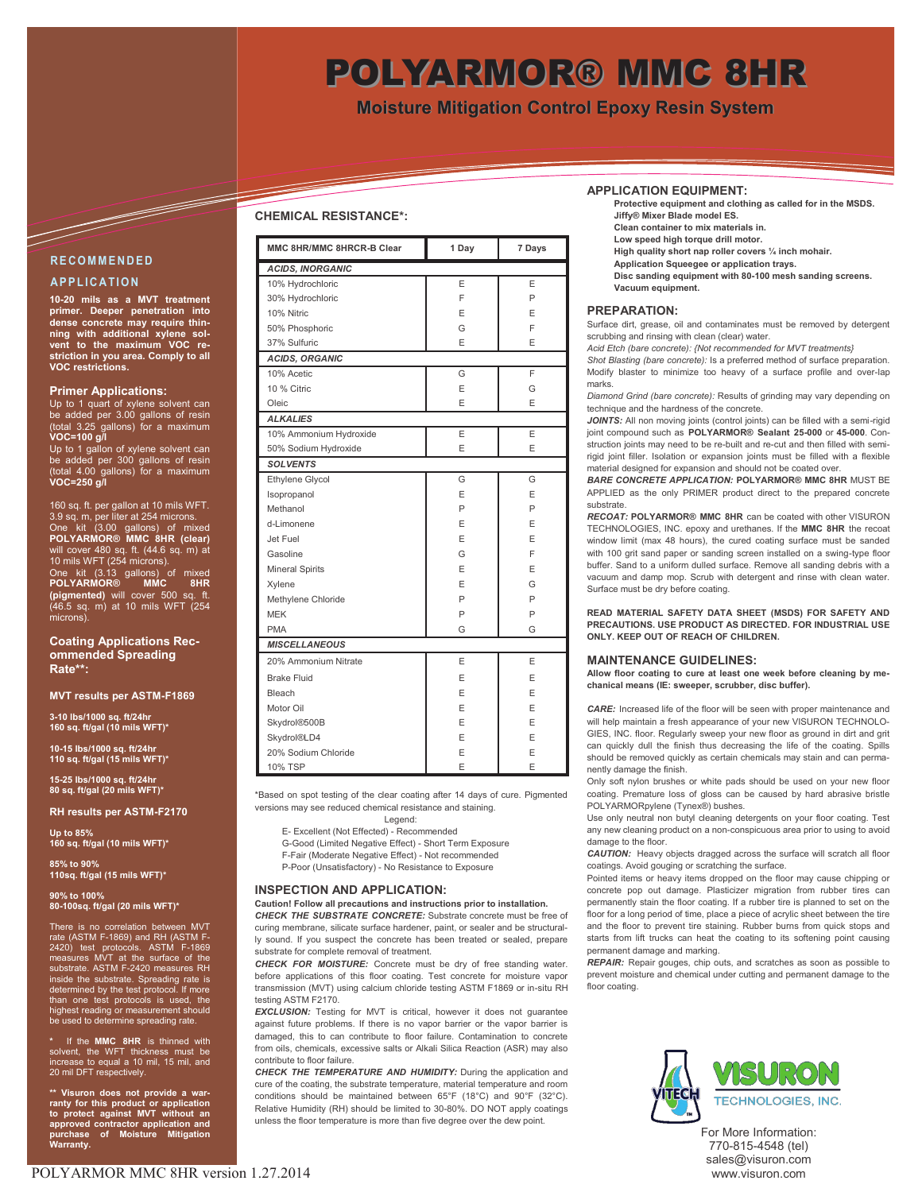# POLYARMOR® MMC 8HR

## Moisture Mitigation Control Epoxy Resin System

### RECOMMENDED APPLICATION

**10-20 mils as a MVT treatment primer. Deeper penetration into dense concrete may require thinning with additional xylene solvent to the maximum VOC restriction in you area. Comply to all VOC restrictions.**

### Primer Applications:

Up to 1 quart of xylene solvent can be added per 3.00 gallons of resin (total 3.25 gallons) for a maximum **VOC=100 g/l**

Up to 1 gallon of xylene solvent can be added per 300 gallons of resin (total 4.00 gallons) for a maximum **VOC=250 g/l**

160 sq. ft. per gallon at 10 mils WFT. 3.9 sq. m, per liter at 254 microns. One kit (3.00 gallons) of mixed **POLYARMOR® MMC 8HR (clear)** will cover 480 sq. ft. (44.6 sq. m) at 10 mils WFT (254 microns).

One kit (3.13 gallons) of mixed **POLYARMOR® MMC 8HR (pigmented)** will cover 500 sq. ft. (46.5 sq. m) at 10 mils WFT (254 microns).

### Coating Applications Recommended Spreading Rate**:

**MVT results per ASTM-F1869**

**3-10 lbs/1000 sq. ft/24hr**
**160 sq. ft/gal (10 mils WFT)***

**10-15 lbs/1000 sq. ft/24hr**
**110 sq. ft/gal (15 mils WFT)***

**15-25 lbs/1000 sq. ft/24hr**
**80 sq. ft/gal (20 mils WFT)***

**RH results per ASTM-F2170**

**Up to 85%**
**160 sq. ft/gal (10 mils WFT)***

**85% to 90%**
**110sq. ft/gal (15 mils WFT)***

**90% to 100%**
**80-100sq. ft/gal (20 mils WFT)***

There is no correlation between MVT rate (ASTM F-1869) and RH (ASTM F-2420) test protocols. ASTM F-1869 measures MVT at the surface of the substrate. ASTM F-2420 measures RH inside the substrate. Spreading rate is determined by the test protocol. If more than one test protocols is used, the highest reading or measurement should be used to determine spreading rate.

\* If the **MMC 8HR** is thinned with solvent, the WFT thickness must be increase to equal a 10 mil, 15 mil, and 20 mil DFT respectively.

**** Visuron does not provide a warranty for this product or application to protect against MVT without an approved contractor application and purchase of Moisture Mitigation Warranty.**

### CHEMICAL RESISTANCE*:

| MMC 8HR/MMC 8HRCR-B Clear | 1 Day | 7 Days |
|---|---|---|
| *ACIDS, INORGANIC* | | |
| 10% Hydrochloric | E | E |
| 30% Hydrochloric | F | P |
| 10% Nitric | E | E |
| 50% Phosphoric | G | F |
| 37% Sulfuric | E | E |
| *ACIDS, ORGANIC* | | |
| 10% Acetic | G | F |
| 10 % Citric | E | G |
| Oleic | E | E |
| *ALKALIES* | | |
| 10% Ammonium Hydroxide | E | E |
| 50% Sodium Hydroxide | E | E |
| *SOLVENTS* | | |
| Ethylene Glycol | G | G |
| Isopropanol | E | E |
| Methanol | P | P |
| d-Limonene | E | E |
| Jet Fuel | E | E |
| Gasoline | G | F |
| Mineral Spirits | E | E |
| Xylene | E | G |
| Methylene Chloride | P | P |
| MEK | P | P |
| PMA | G | G |
| *MISCELLANEOUS* | | |
| 20% Ammonium Nitrate | E | E |
| Brake Fluid | E | E |
| Bleach | E | E |
| Motor Oil | E | E |
| Skydrol®500B | E | E |
| Skydrol®LD4 | E | E |
| 20% Sodium Chloride | E | E |
| 10% TSP | E | E |

*Based on spot testing of the clear coating after 14 days of cure. Pigmented versions may see reduced chemical resistance and staining.

Legend:
- E- Excellent (Not Effected) - Recommended
- G-Good (Limited Negative Effect) - Short Term Exposure
- F-Fair (Moderate Negative Effect) - Not recommended
- P-Poor (Unsatisfactory) - No Resistance to Exposure

### INSPECTION AND APPLICATION:

**Caution! Follow all precautions and instructions prior to installation.**

***CHECK THE SUBSTRATE CONCRETE:*** Substrate concrete must be free of curing membrane, silicate surface hardener, paint, or sealer and be structurally sound. If you suspect the concrete has been treated or sealed, prepare substrate for complete removal of treatment.

***CHECK FOR MOISTURE:*** Concrete must be dry of free standing water. before applications of this floor coating. Test concrete for moisture vapor transmission (MVT) using calcium chloride testing ASTM F1869 or in-situ RH testing ASTM F2170.

***EXCLUSION:*** Testing for MVT is critical, however it does not guarantee against future problems. If there is no vapor barrier or the vapor barrier is damaged, this to can contribute to floor failure. Contamination to concrete from oils, chemicals, excessive salts or Alkali Silica Reaction (ASR) may also contribute to floor failure.

***CHECK THE TEMPERATURE AND HUMIDITY:*** During the application and cure of the coating, the substrate temperature, material temperature and room conditions should be maintained between 65°F (18°C) and 90°F (32°C). Relative Humidity (RH) should be limited to 30-80%. DO NOT apply coatings unless the floor temperature is more than five degree over the dew point.

### APPLICATION EQUIPMENT:

**Protective equipment and clothing as called for in the MSDS.**
**Jiffy® Mixer Blade model ES.**
**Clean container to mix materials in.**
**Low speed high torque drill motor.**
**High quality short nap roller covers ¼ inch mohair.**
**Application Squeegee or application trays.**
**Disc sanding equipment with 80-100 mesh sanding screens.**
**Vacuum equipment.**

### PREPARATION:

Surface dirt, grease, oil and contaminates must be removed by detergent scrubbing and rinsing with clean (clear) water.

*Acid Etch (bare concrete): {Not recommended for MVT treatments}*

*Shot Blasting (bare concrete):* Is a preferred method of surface preparation. Modify blaster to minimize too heavy of a surface profile and over-lap marks.

*Diamond Grind (bare concrete):* Results of grinding may vary depending on technique and the hardness of the concrete.

***JOINTS:*** All non moving joints (control joints) can be filled with a semi-rigid joint compound such as **POLYARMOR® Sealant 25-000** or **45-000**. Construction joints may need to be re-built and re-cut and then filled with semi-rigid joint filler. Isolation or expansion joints must be filled with a flexible material designed for expansion and should not be coated over.

***BARE CONCRETE APPLICATION:*** **POLYARMOR® MMC 8HR** MUST BE APPLIED as the only PRIMER product direct to the prepared concrete substrate.

***RECOAT:*** **POLYARMOR® MMC 8HR** can be coated with other VISURON TECHNOLOGIES, INC. epoxy and urethanes. If the **MMC 8HR** the recoat window limit (max 48 hours), the cured coating surface must be sanded with 100 grit sand paper or sanding screen installed on a swing-type floor buffer. Sand to a uniform dulled surface. Remove all sanding debris with a vacuum and damp mop. Scrub with detergent and rinse with clean water. Surface must be dry before coating.

**READ MATERIAL SAFETY DATA SHEET (MSDS) FOR SAFETY AND PRECAUTIONS. USE PRODUCT AS DIRECTED. FOR INDUSTRIAL USE ONLY. KEEP OUT OF REACH OF CHILDREN.**

### MAINTENANCE GUIDELINES:

**Allow floor coating to cure at least one week before cleaning by mechanical means (IE: sweeper, scrubber, disc buffer).**

***CARE:*** Increased life of the floor will be seen with proper maintenance and will help maintain a fresh appearance of your new VISURON TECHNOLOGIES, INC. floor. Regularly sweep your new floor as ground in dirt and grit can quickly dull the finish thus decreasing the life of the coating. Spills should be removed quickly as certain chemicals may stain and can permanently damage the finish.

Only soft nylon brushes or white pads should be used on your new floor coating. Premature loss of gloss can be caused by hard abrasive bristle POLYARMORpylene (Tynex®) bushes.

Use only neutral non butyl cleaning detergents on your floor coating. Test any new cleaning product on a non-conspicuous area prior to using to avoid damage to the floor.

***CAUTION:*** Heavy objects dragged across the surface will scratch all floor coatings. Avoid gouging or scratching the surface.

Pointed items or heavy items dropped on the floor may cause chipping or concrete pop out damage. Plasticizer migration from rubber tires can permanently stain the floor coating. If a rubber tire is planned to set on the floor for a long period of time, place a piece of acrylic sheet between the tire and the floor to prevent tire staining. Rubber burns from quick stops and starts from lift trucks can heat the coating to its softening point causing permanent damage and marking.

***REPAIR:*** Repair gouges, chip outs, and scratches as soon as possible to prevent moisture and chemical under cutting and permanent damage to the floor coating.

VISURON TECHNOLOGIES, INC.

For More Information:
770-815-4548 (tel)
sales@visuron.com
www.visuron.com

POLYARMOR MMC 8HR version 1.27.2014